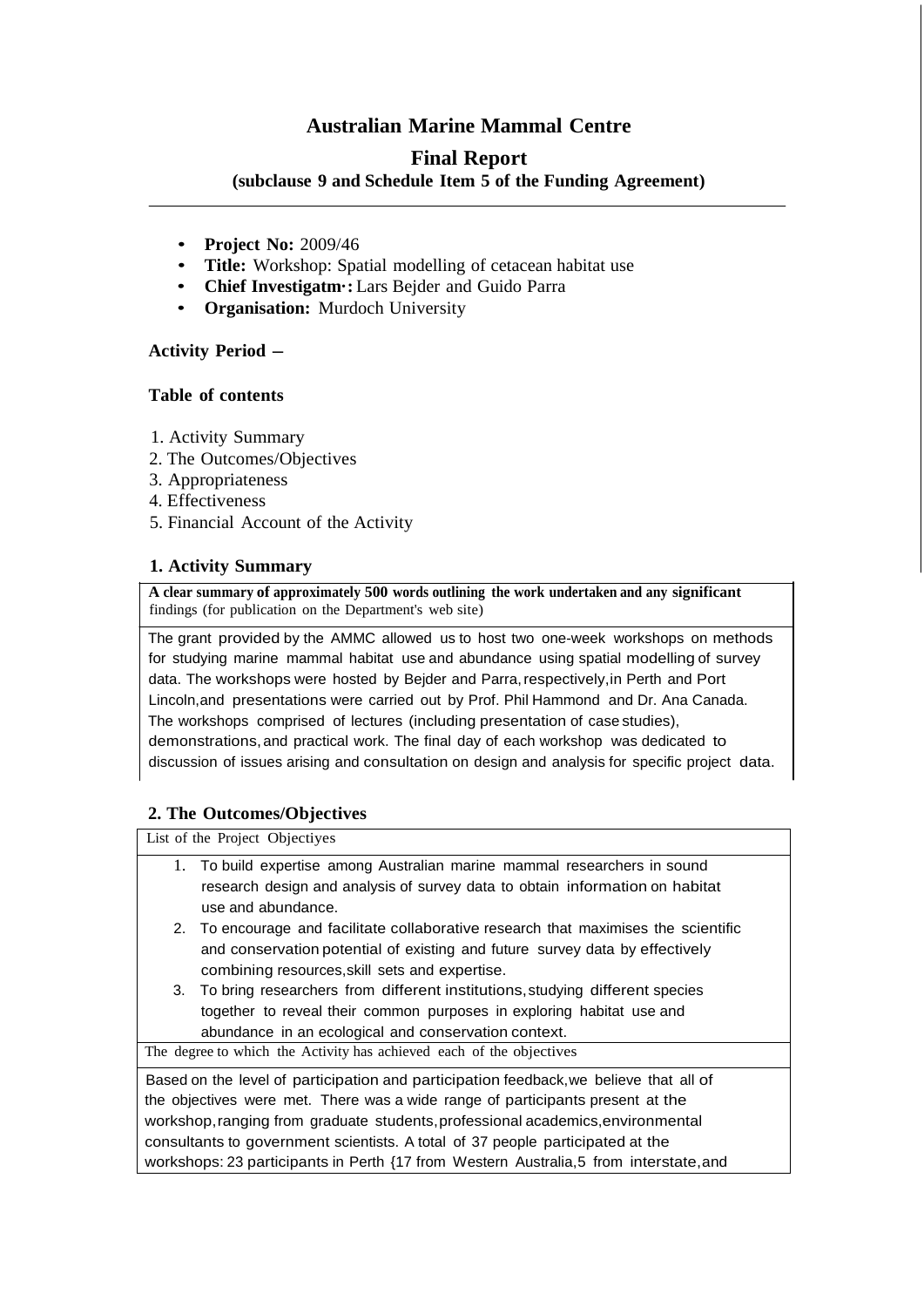# Australian Marine Mammal Centre

## Final Report

**(subclause 9 and Schedule Item 5 of the Funding Agreement)**

---

- **Project No:** 2009/46
- **Title:** Workshop: Spatial modelling of cetacean habitat use
- **Chief Investigatm·:** Lars Bejder and Guido Parra
- **Organisation:** Murdoch University

**Activity Period –**

**Table of contents**

1. Activity Summary
2. The Outcomes/Objectives
3. Appropriateness
4. Effectiveness
5. Financial Account of the Activity

### 1. Activity Summary

| |
|---|
| **A clear summary of approximately 500 words outlining the work undertaken and any significant** findings (for publication on the Department's web site) |
| The grant provided by the AMMC allowed us to host two one-week workshops on methods for studying marine mammal habitat use and abundance using spatial modelling of survey data. The workshops were hosted by Bejder and Parra, respectively, in Perth and Port Lincoln, and presentations were carried out by Prof. Phil Hammond and Dr. Ana Canada. The workshops comprised of lectures (including presentation of case studies), demonstrations, and practical work. The final day of each workshop was dedicated to discussion of issues arising and consultation on design and analysis for specific project data. |

### 2. The Outcomes/Objectives

| |
|---|
| List of the Project Objectiyes |
| 1. To build expertise among Australian marine mammal researchers in sound research design and analysis of survey data to obtain information on habitat use and abundance.<br>2. To encourage and facilitate collaborative research that maximises the scientific and conservation potential of existing and future survey data by effectively combining resources, skill sets and expertise.<br>3. To bring researchers from different institutions, studying different species together to reveal their common purposes in exploring habitat use and abundance in an ecological and conservation context. |
| The degree to which the Activity has achieved each of the objectives |
| Based on the level of participation and participation feedback, we believe that all of the objectives were met. There was a wide range of participants present at the workshop, ranging from graduate students, professional academics, environmental consultants to government scientists. A total of 37 people participated at the workshops: 23 participants in Perth {17 from Western Australia, 5 from interstate, and |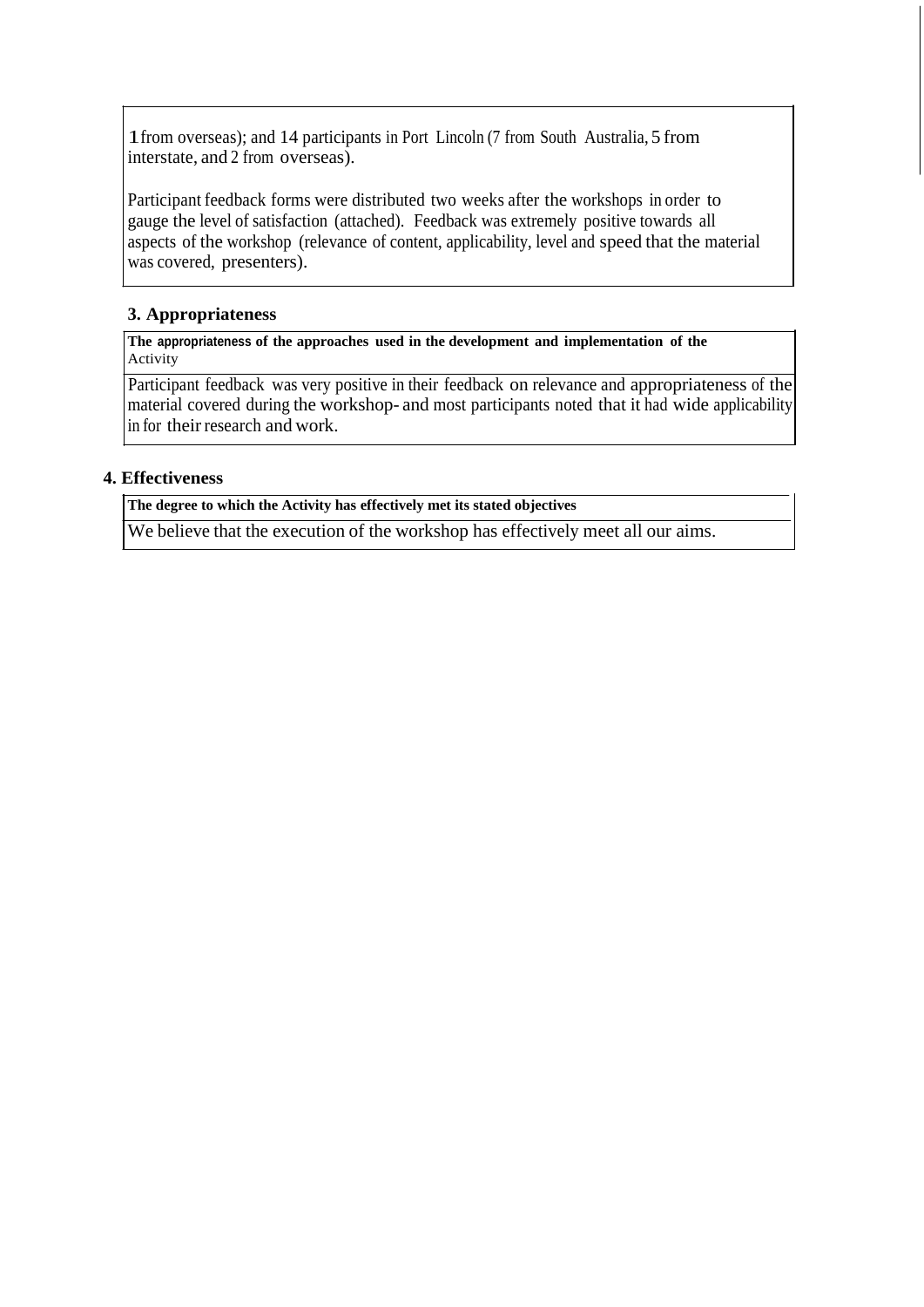1 from overseas); and 14 participants in Port Lincoln (7 from South Australia, 5 from interstate, and 2 from overseas).

Participant feedback forms were distributed two weeks after the workshops in order to gauge the level of satisfaction (attached). Feedback was extremely positive towards all aspects of the workshop (relevance of content, applicability, level and speed that the material was covered, presenters).

### 3. Appropriateness

**The appropriateness of the approaches used in the development and implementation of the** Activity

Participant feedback was very positive in their feedback on relevance and appropriateness of the material covered during the workshop- and most participants noted that it had wide applicability in for their research and work.

### 4. Effectiveness

**The degree to which the Activity has effectively met its stated objectives**

We believe that the execution of the workshop has effectively meet all our aims.